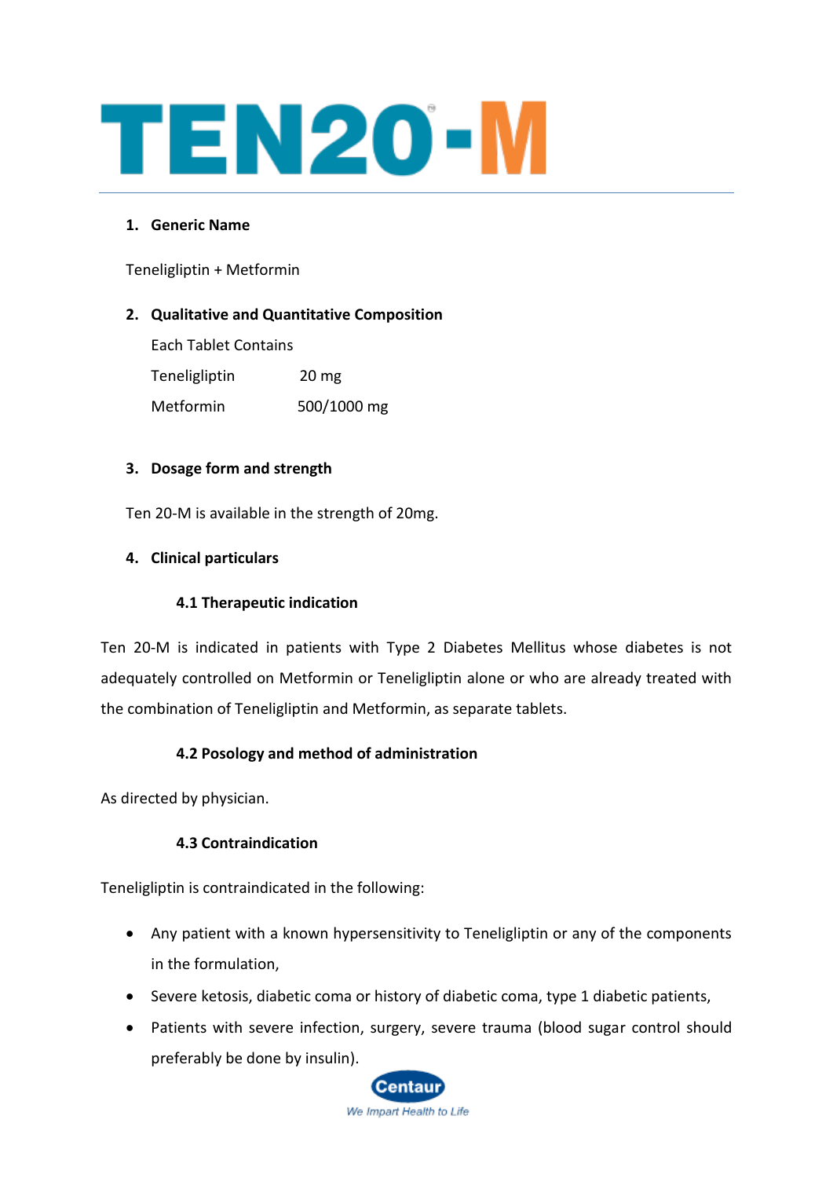# TEN20-M

## 1. Generic Name

Teneligliptin + Metformin

## 2. Qualitative and Quantitative Composition

Each Tablet Contains

| | |
|---|---|
| Teneligliptin | 20 mg |
| Metformin | 500/1000 mg |

## 3. Dosage form and strength

Ten 20-M is available in the strength of 20mg.

## 4. Clinical particulars

### 4.1 Therapeutic indication

Ten 20-M is indicated in patients with Type 2 Diabetes Mellitus whose diabetes is not adequately controlled on Metformin or Teneligliptin alone or who are already treated with the combination of Teneligliptin and Metformin, as separate tablets.

### 4.2 Posology and method of administration

As directed by physician.

### 4.3 Contraindication

Teneligliptin is contraindicated in the following:

- Any patient with a known hypersensitivity to Teneligliptin or any of the components in the formulation,
- Severe ketosis, diabetic coma or history of diabetic coma, type 1 diabetic patients,
- Patients with severe infection, surgery, severe trauma (blood sugar control should preferably be done by insulin).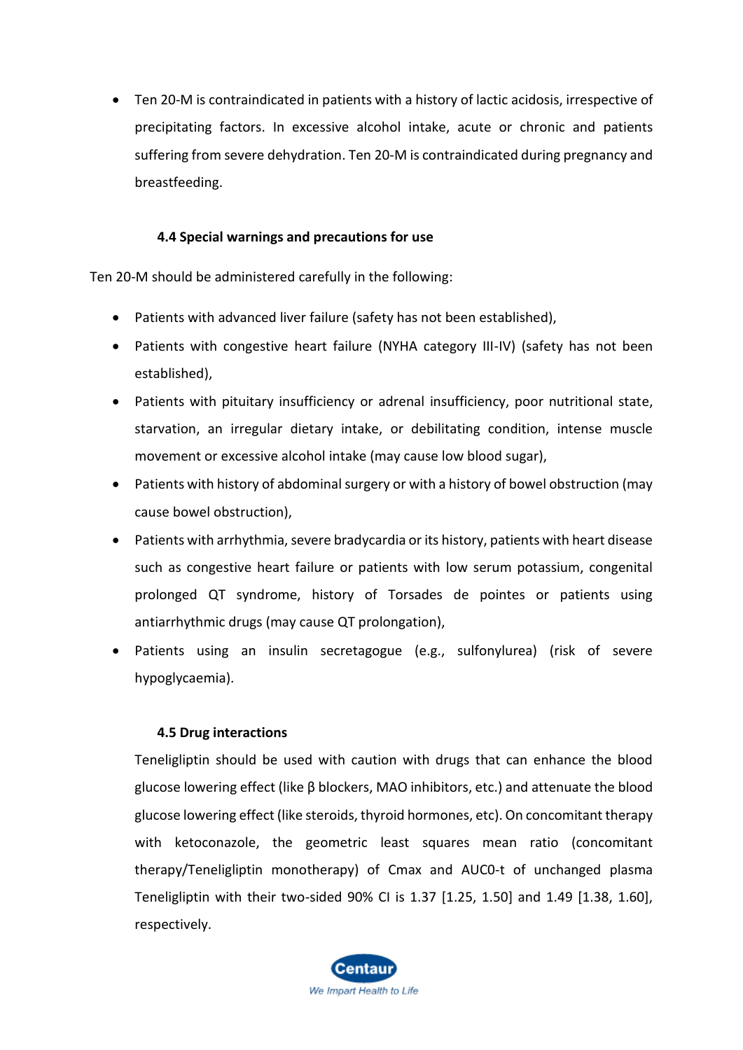- Ten 20-M is contraindicated in patients with a history of lactic acidosis, irrespective of precipitating factors. In excessive alcohol intake, acute or chronic and patients suffering from severe dehydration. Ten 20-M is contraindicated during pregnancy and breastfeeding.

### 4.4 Special warnings and precautions for use

Ten 20-M should be administered carefully in the following:

- Patients with advanced liver failure (safety has not been established),
- Patients with congestive heart failure (NYHA category III-IV) (safety has not been established),
- Patients with pituitary insufficiency or adrenal insufficiency, poor nutritional state, starvation, an irregular dietary intake, or debilitating condition, intense muscle movement or excessive alcohol intake (may cause low blood sugar),
- Patients with history of abdominal surgery or with a history of bowel obstruction (may cause bowel obstruction),
- Patients with arrhythmia, severe bradycardia or its history, patients with heart disease such as congestive heart failure or patients with low serum potassium, congenital prolonged QT syndrome, history of Torsades de pointes or patients using antiarrhythmic drugs (may cause QT prolongation),
- Patients using an insulin secretagogue (e.g., sulfonylurea) (risk of severe hypoglycaemia).

### 4.5 Drug interactions

Teneligliptin should be used with caution with drugs that can enhance the blood glucose lowering effect (like β blockers, MAO inhibitors, etc.) and attenuate the blood glucose lowering effect (like steroids, thyroid hormones, etc). On concomitant therapy with ketoconazole, the geometric least squares mean ratio (concomitant therapy/Teneligliptin monotherapy) of Cmax and AUC0-t of unchanged plasma Teneligliptin with their two-sided 90% CI is 1.37 [1.25, 1.50] and 1.49 [1.38, 1.60], respectively.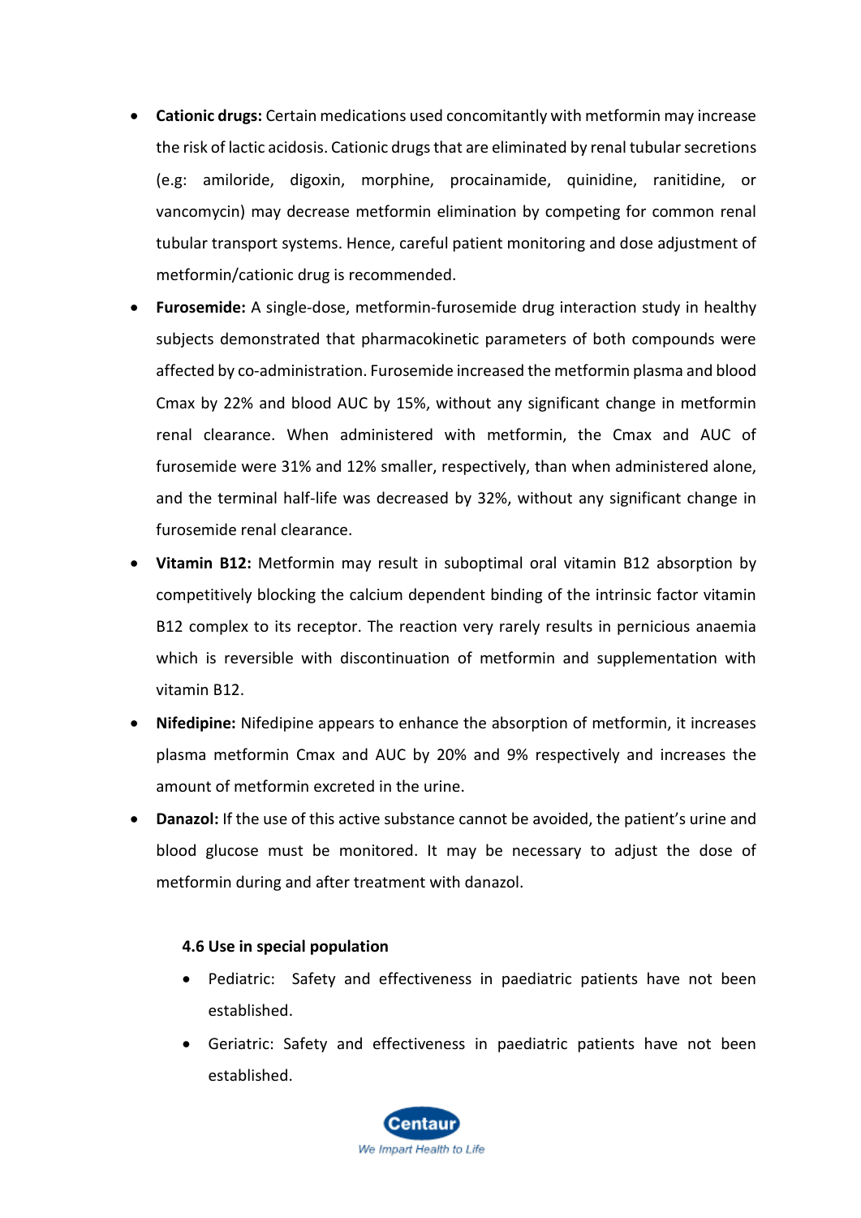- **Cationic drugs:** Certain medications used concomitantly with metformin may increase the risk of lactic acidosis. Cationic drugs that are eliminated by renal tubular secretions (e.g: amiloride, digoxin, morphine, procainamide, quinidine, ranitidine, or vancomycin) may decrease metformin elimination by competing for common renal tubular transport systems. Hence, careful patient monitoring and dose adjustment of metformin/cationic drug is recommended.
- **Furosemide:** A single-dose, metformin-furosemide drug interaction study in healthy subjects demonstrated that pharmacokinetic parameters of both compounds were affected by co-administration. Furosemide increased the metformin plasma and blood Cmax by 22% and blood AUC by 15%, without any significant change in metformin renal clearance. When administered with metformin, the Cmax and AUC of furosemide were 31% and 12% smaller, respectively, than when administered alone, and the terminal half-life was decreased by 32%, without any significant change in furosemide renal clearance.
- **Vitamin B12:** Metformin may result in suboptimal oral vitamin B12 absorption by competitively blocking the calcium dependent binding of the intrinsic factor vitamin B12 complex to its receptor. The reaction very rarely results in pernicious anaemia which is reversible with discontinuation of metformin and supplementation with vitamin B12.
- **Nifedipine:** Nifedipine appears to enhance the absorption of metformin, it increases plasma metformin Cmax and AUC by 20% and 9% respectively and increases the amount of metformin excreted in the urine.
- **Danazol:** If the use of this active substance cannot be avoided, the patient's urine and blood glucose must be monitored. It may be necessary to adjust the dose of metformin during and after treatment with danazol.

### 4.6 Use in special population

- Pediatric: Safety and effectiveness in paediatric patients have not been established.
- Geriatric: Safety and effectiveness in paediatric patients have not been established.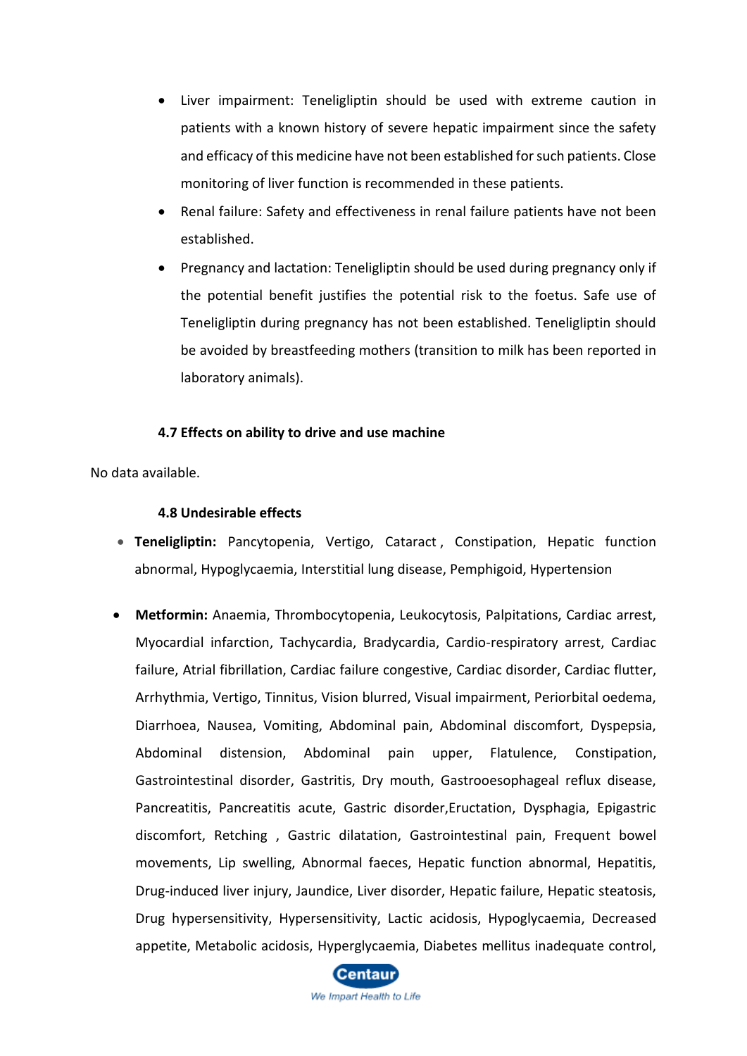- Liver impairment: Teneligliptin should be used with extreme caution in patients with a known history of severe hepatic impairment since the safety and efficacy of this medicine have not been established for such patients. Close monitoring of liver function is recommended in these patients.
- Renal failure: Safety and effectiveness in renal failure patients have not been established.
- Pregnancy and lactation: Teneligliptin should be used during pregnancy only if the potential benefit justifies the potential risk to the foetus. Safe use of Teneligliptin during pregnancy has not been established. Teneligliptin should be avoided by breastfeeding mothers (transition to milk has been reported in laboratory animals).

#### 4.7 Effects on ability to drive and use machine

No data available.

#### 4.8 Undesirable effects

- **Teneligliptin:** Pancytopenia, Vertigo, Cataract , Constipation, Hepatic function abnormal, Hypoglycaemia, Interstitial lung disease, Pemphigoid, Hypertension

- **Metformin:** Anaemia, Thrombocytopenia, Leukocytosis, Palpitations, Cardiac arrest, Myocardial infarction, Tachycardia, Bradycardia, Cardio-respiratory arrest, Cardiac failure, Atrial fibrillation, Cardiac failure congestive, Cardiac disorder, Cardiac flutter, Arrhythmia, Vertigo, Tinnitus, Vision blurred, Visual impairment, Periorbital oedema, Diarrhoea, Nausea, Vomiting, Abdominal pain, Abdominal discomfort, Dyspepsia, Abdominal distension, Abdominal pain upper, Flatulence, Constipation, Gastrointestinal disorder, Gastritis, Dry mouth, Gastrooesophageal reflux disease, Pancreatitis, Pancreatitis acute, Gastric disorder,Eructation, Dysphagia, Epigastric discomfort, Retching , Gastric dilatation, Gastrointestinal pain, Frequent bowel movements, Lip swelling, Abnormal faeces, Hepatic function abnormal, Hepatitis, Drug-induced liver injury, Jaundice, Liver disorder, Hepatic failure, Hepatic steatosis, Drug hypersensitivity, Hypersensitivity, Lactic acidosis, Hypoglycaemia, Decreased appetite, Metabolic acidosis, Hyperglycaemia, Diabetes mellitus inadequate control,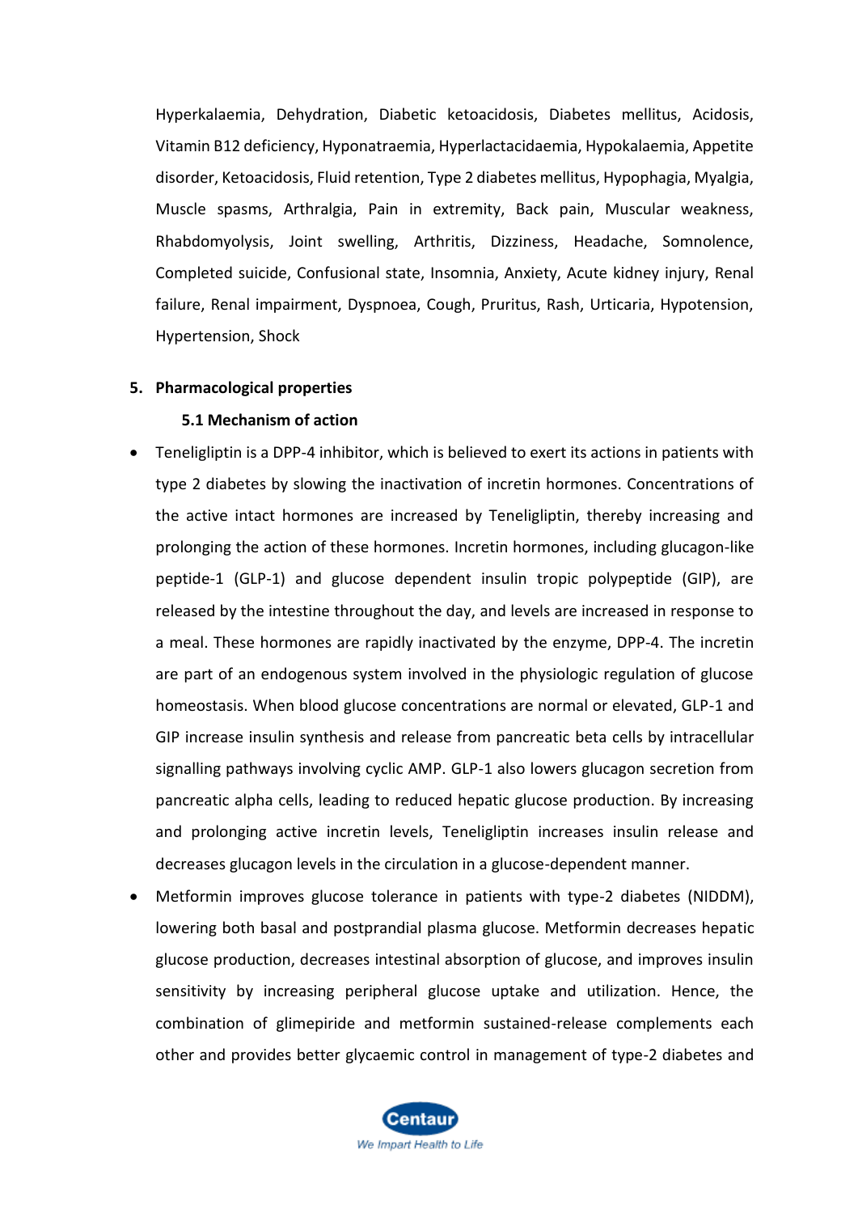Hyperkalaemia, Dehydration, Diabetic ketoacidosis, Diabetes mellitus, Acidosis, Vitamin B12 deficiency, Hyponatraemia, Hyperlactacidaemia, Hypokalaemia, Appetite disorder, Ketoacidosis, Fluid retention, Type 2 diabetes mellitus, Hypophagia, Myalgia, Muscle spasms, Arthralgia, Pain in extremity, Back pain, Muscular weakness, Rhabdomyolysis, Joint swelling, Arthritis, Dizziness, Headache, Somnolence, Completed suicide, Confusional state, Insomnia, Anxiety, Acute kidney injury, Renal failure, Renal impairment, Dyspnoea, Cough, Pruritus, Rash, Urticaria, Hypotension, Hypertension, Shock

## 5. Pharmacological properties

### 5.1 Mechanism of action

- Teneligliptin is a DPP-4 inhibitor, which is believed to exert its actions in patients with type 2 diabetes by slowing the inactivation of incretin hormones. Concentrations of the active intact hormones are increased by Teneligliptin, thereby increasing and prolonging the action of these hormones. Incretin hormones, including glucagon-like peptide-1 (GLP-1) and glucose dependent insulin tropic polypeptide (GIP), are released by the intestine throughout the day, and levels are increased in response to a meal. These hormones are rapidly inactivated by the enzyme, DPP-4. The incretin are part of an endogenous system involved in the physiologic regulation of glucose homeostasis. When blood glucose concentrations are normal or elevated, GLP-1 and GIP increase insulin synthesis and release from pancreatic beta cells by intracellular signalling pathways involving cyclic AMP. GLP-1 also lowers glucagon secretion from pancreatic alpha cells, leading to reduced hepatic glucose production. By increasing and prolonging active incretin levels, Teneligliptin increases insulin release and decreases glucagon levels in the circulation in a glucose-dependent manner.
- Metformin improves glucose tolerance in patients with type-2 diabetes (NIDDM), lowering both basal and postprandial plasma glucose. Metformin decreases hepatic glucose production, decreases intestinal absorption of glucose, and improves insulin sensitivity by increasing peripheral glucose uptake and utilization. Hence, the combination of glimepiride and metformin sustained-release complements each other and provides better glycaemic control in management of type-2 diabetes and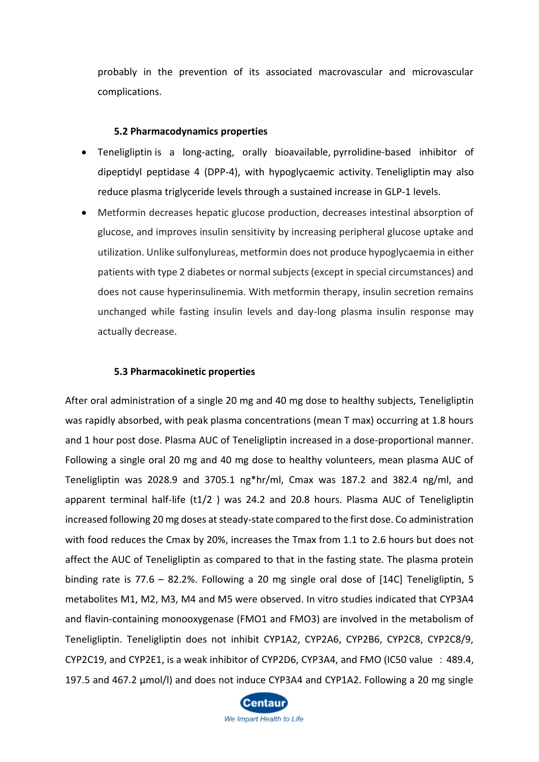probably in the prevention of its associated macrovascular and microvascular complications.

### 5.2 Pharmacodynamics properties

- Teneligliptin is a long-acting, orally bioavailable, pyrrolidine-based inhibitor of dipeptidyl peptidase 4 (DPP-4), with hypoglycaemic activity. Teneligliptin may also reduce plasma triglyceride levels through a sustained increase in GLP-1 levels.
- Metformin decreases hepatic glucose production, decreases intestinal absorption of glucose, and improves insulin sensitivity by increasing peripheral glucose uptake and utilization. Unlike sulfonylureas, metformin does not produce hypoglycaemia in either patients with type 2 diabetes or normal subjects (except in special circumstances) and does not cause hyperinsulinemia. With metformin therapy, insulin secretion remains unchanged while fasting insulin levels and day-long plasma insulin response may actually decrease.

### 5.3 Pharmacokinetic properties

After oral administration of a single 20 mg and 40 mg dose to healthy subjects, Teneligliptin was rapidly absorbed, with peak plasma concentrations (mean T max) occurring at 1.8 hours and 1 hour post dose. Plasma AUC of Teneligliptin increased in a dose-proportional manner. Following a single oral 20 mg and 40 mg dose to healthy volunteers, mean plasma AUC of Teneligliptin was 2028.9 and 3705.1 ng*hr/ml, Cmax was 187.2 and 382.4 ng/ml, and apparent terminal half-life (t1/2 ) was 24.2 and 20.8 hours. Plasma AUC of Teneligliptin increased following 20 mg doses at steady-state compared to the first dose. Co administration with food reduces the Cmax by 20%, increases the Tmax from 1.1 to 2.6 hours but does not affect the AUC of Teneligliptin as compared to that in the fasting state. The plasma protein binding rate is 77.6 – 82.2%. Following a 20 mg single oral dose of [14C] Teneligliptin, 5 metabolites M1, M2, M3, M4 and M5 were observed. In vitro studies indicated that CYP3A4 and flavin-containing monooxygenase (FMO1 and FMO3) are involved in the metabolism of Teneligliptin. Teneligliptin does not inhibit CYP1A2, CYP2A6, CYP2B6, CYP2C8, CYP2C8/9, CYP2C19, and CYP2E1, is a weak inhibitor of CYP2D6, CYP3A4, and FMO (IC50 value : 489.4, 197.5 and 467.2 µmol/l) and does not induce CYP3A4 and CYP1A2. Following a 20 mg single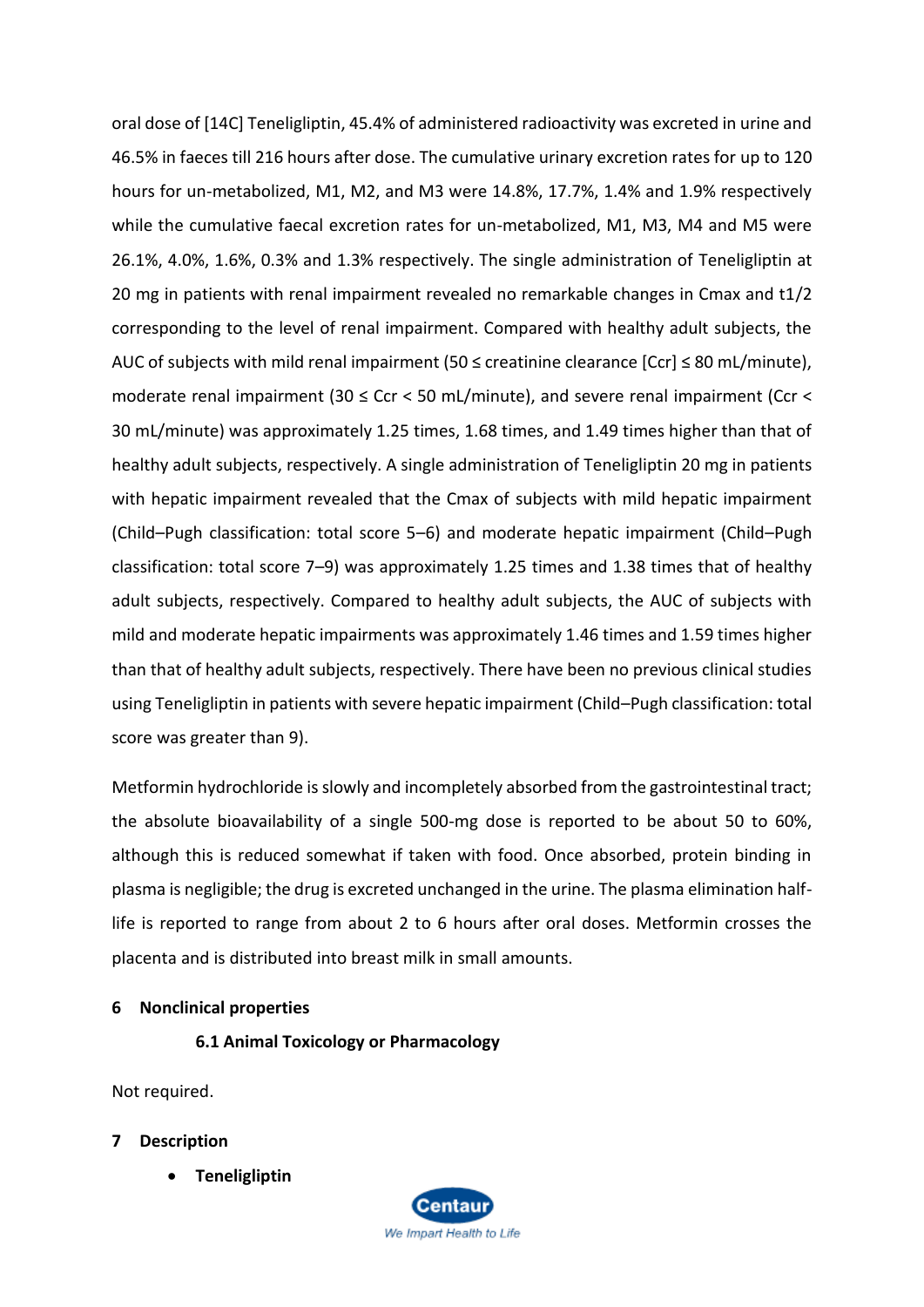oral dose of [14C] Teneligliptin, 45.4% of administered radioactivity was excreted in urine and 46.5% in faeces till 216 hours after dose. The cumulative urinary excretion rates for up to 120 hours for un-metabolized, M1, M2, and M3 were 14.8%, 17.7%, 1.4% and 1.9% respectively while the cumulative faecal excretion rates for un-metabolized, M1, M3, M4 and M5 were 26.1%, 4.0%, 1.6%, 0.3% and 1.3% respectively. The single administration of Teneligliptin at 20 mg in patients with renal impairment revealed no remarkable changes in Cmax and t1/2 corresponding to the level of renal impairment. Compared with healthy adult subjects, the AUC of subjects with mild renal impairment (50 ≤ creatinine clearance [Ccr] ≤ 80 mL/minute), moderate renal impairment (30 ≤ Ccr < 50 mL/minute), and severe renal impairment (Ccr < 30 mL/minute) was approximately 1.25 times, 1.68 times, and 1.49 times higher than that of healthy adult subjects, respectively. A single administration of Teneligliptin 20 mg in patients with hepatic impairment revealed that the Cmax of subjects with mild hepatic impairment (Child–Pugh classification: total score 5–6) and moderate hepatic impairment (Child–Pugh classification: total score 7–9) was approximately 1.25 times and 1.38 times that of healthy adult subjects, respectively. Compared to healthy adult subjects, the AUC of subjects with mild and moderate hepatic impairments was approximately 1.46 times and 1.59 times higher than that of healthy adult subjects, respectively. There have been no previous clinical studies using Teneligliptin in patients with severe hepatic impairment (Child–Pugh classification: total score was greater than 9).

Metformin hydrochloride is slowly and incompletely absorbed from the gastrointestinal tract; the absolute bioavailability of a single 500-mg dose is reported to be about 50 to 60%, although this is reduced somewhat if taken with food. Once absorbed, protein binding in plasma is negligible; the drug is excreted unchanged in the urine. The plasma elimination half-life is reported to range from about 2 to 6 hours after oral doses. Metformin crosses the placenta and is distributed into breast milk in small amounts.

## 6 Nonclinical properties

### 6.1 Animal Toxicology or Pharmacology

Not required.

## 7 Description

- **Teneligliptin**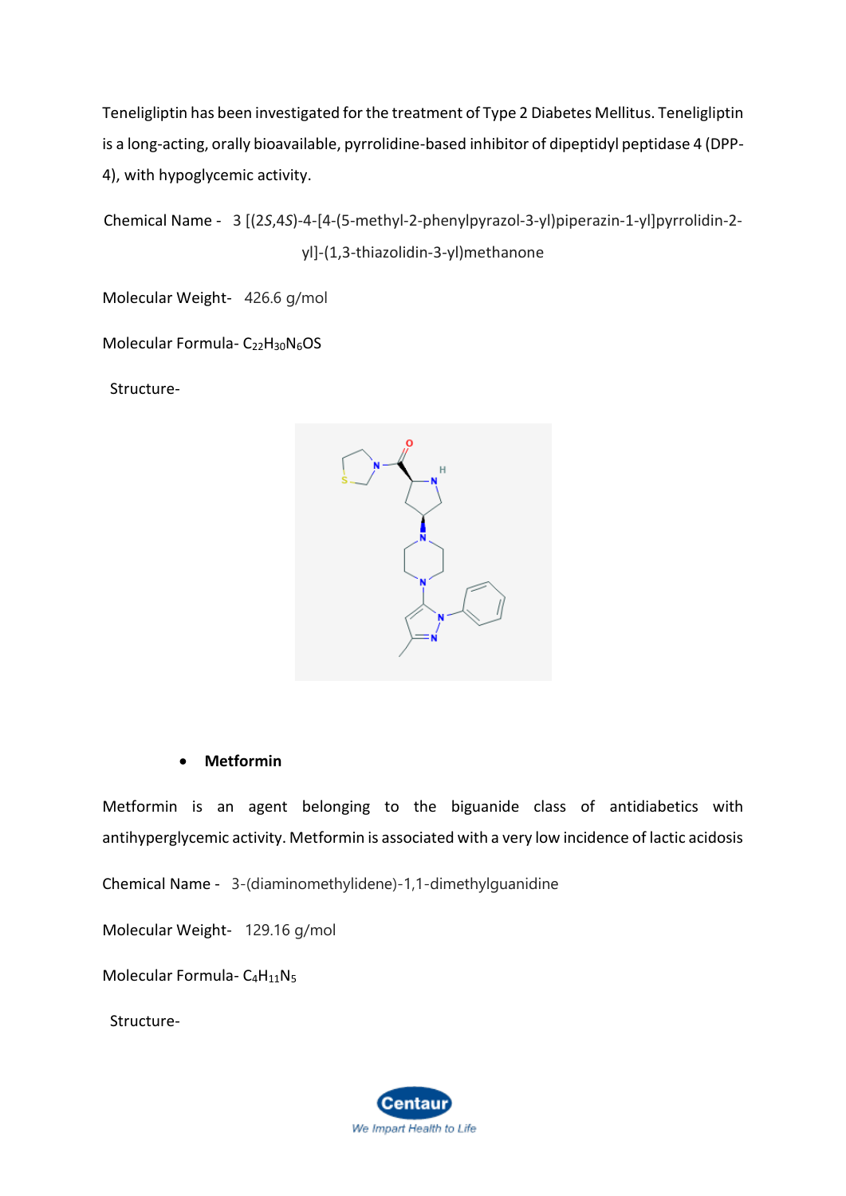Teneligliptin has been investigated for the treatment of Type 2 Diabetes Mellitus. Teneligliptin is a long-acting, orally bioavailable, pyrrolidine-based inhibitor of dipeptidyl peptidase 4 (DPP-4), with hypoglycemic activity.

Chemical Name - 3 [(2*S*,4*S*)-4-[4-(5-methyl-2-phenylpyrazol-3-yl)piperazin-1-yl]pyrrolidin-2-yl]-(1,3-thiazolidin-3-yl)methanone

Molecular Weight- 426.6 g/mol

Molecular Formula- $C_{22}H_{30}N_6OS$

Structure-

- **Metformin**

Metformin is an agent belonging to the biguanide class of antidiabetics with antihyperglycemic activity. Metformin is associated with a very low incidence of lactic acidosis

Chemical Name - 3-(diaminomethylidene)-1,1-dimethylguanidine

Molecular Weight- 129.16 g/mol

Molecular Formula- $C_4H_{11}N_5$

Structure-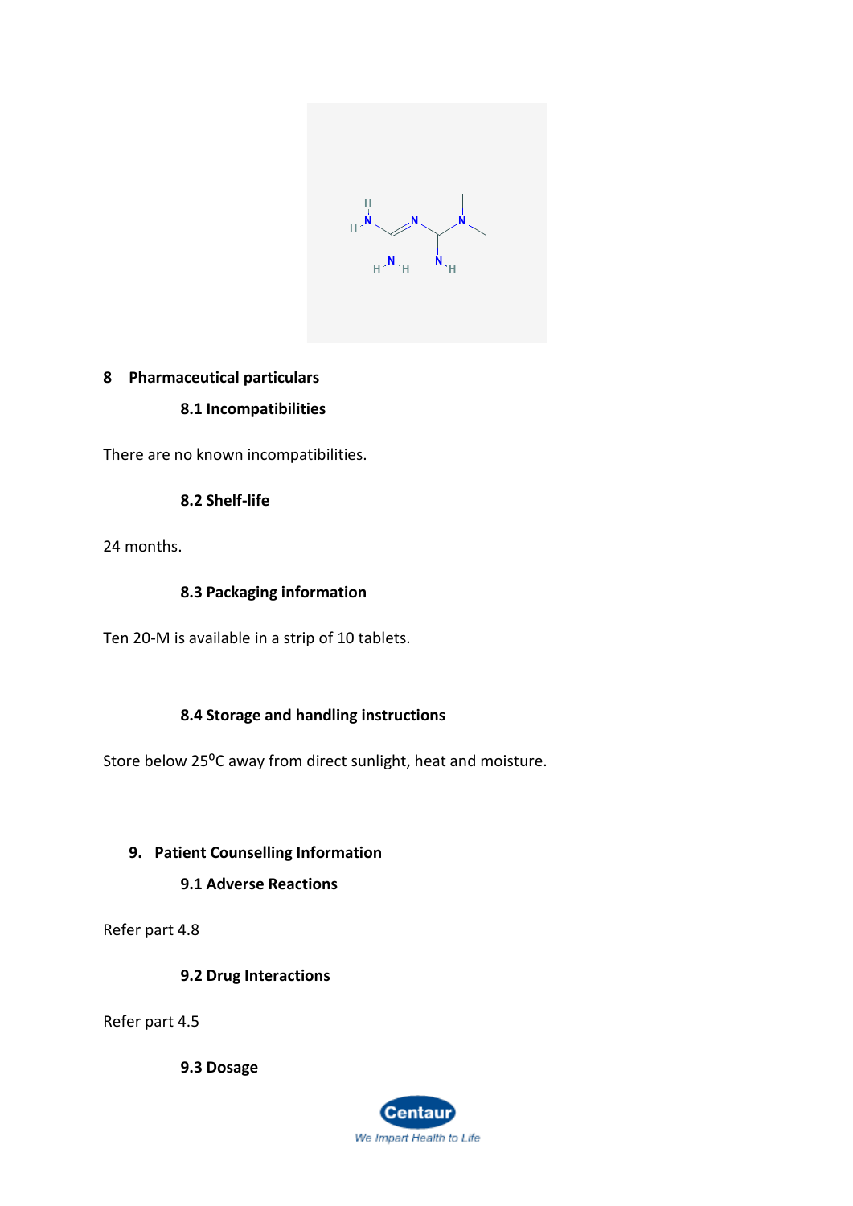## 8 Pharmaceutical particulars

### 8.1 Incompatibilities

There are no known incompatibilities.

### 8.2 Shelf-life

24 months.

### 8.3 Packaging information

Ten 20-M is available in a strip of 10 tablets.

### 8.4 Storage and handling instructions

Store below 25$^{0}$C away from direct sunlight, heat and moisture.

## 9. Patient Counselling Information

### 9.1 Adverse Reactions

Refer part 4.8

### 9.2 Drug Interactions

Refer part 4.5

### 9.3 Dosage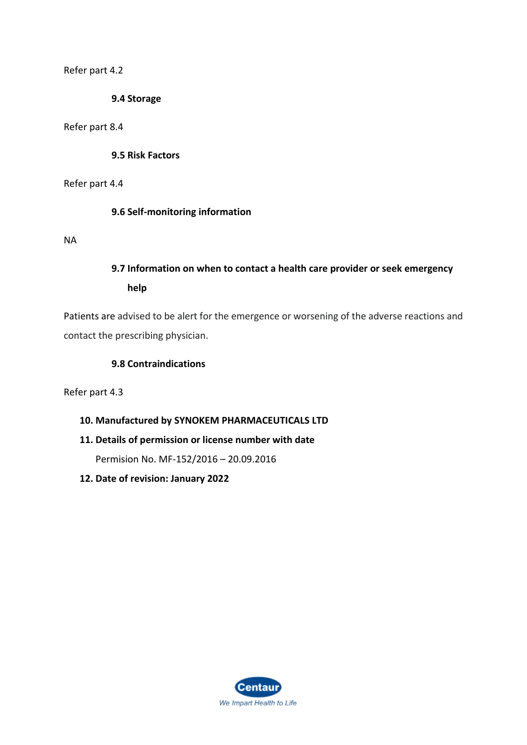Refer part 4.2

### 9.4 Storage

Refer part 8.4

### 9.5 Risk Factors

Refer part 4.4

### 9.6 Self-monitoring information

NA

### 9.7 Information on when to contact a health care provider or seek emergency help

Patients are advised to be alert for the emergence or worsening of the adverse reactions and contact the prescribing physician.

### 9.8 Contraindications

Refer part 4.3

## 10. Manufactured by SYNOKEM PHARMACEUTICALS LTD

## 11. Details of permission or license number with date

Permision No. MF-152/2016 – 20.09.2016

## 12. Date of revision: January 2022